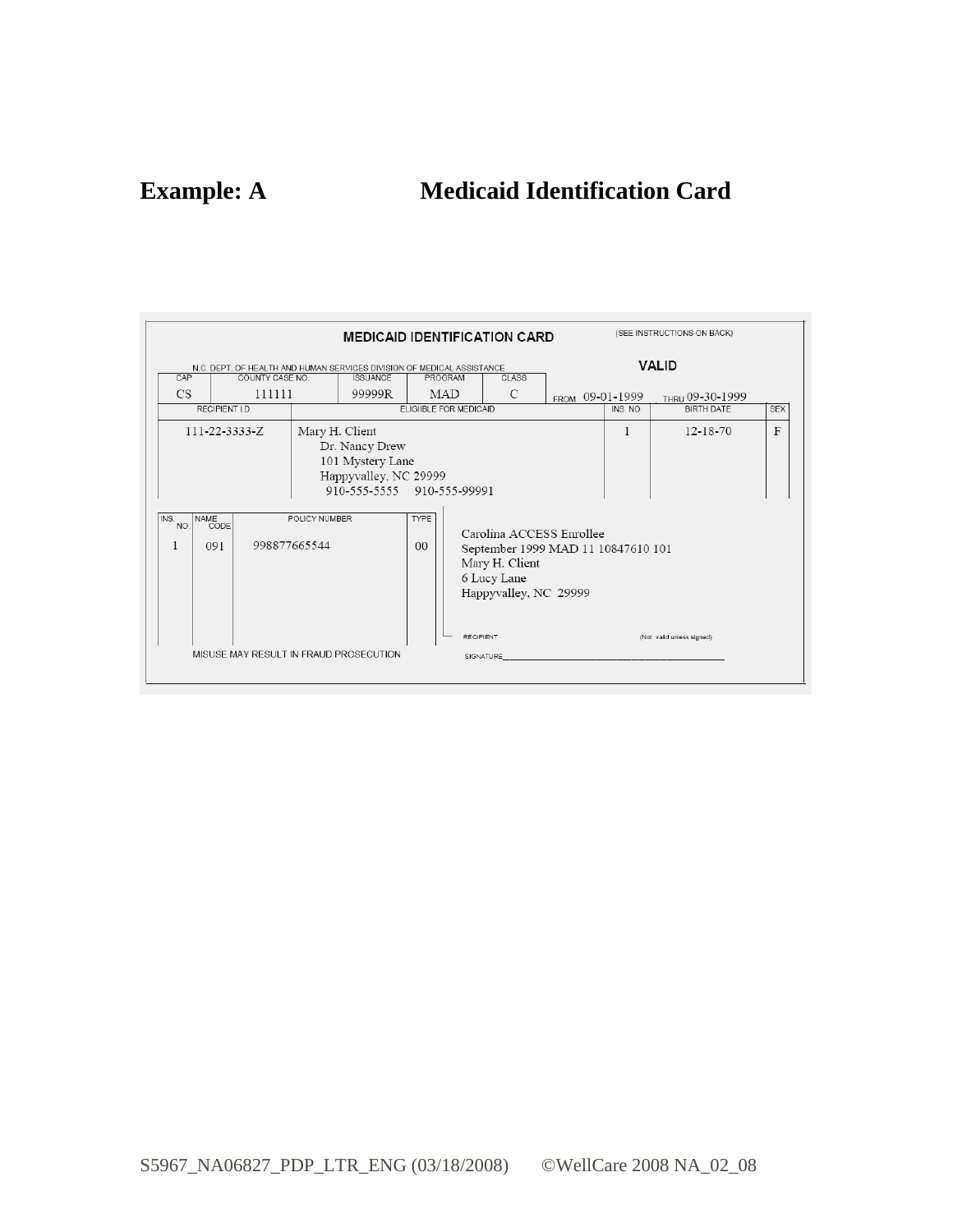# Example: A Medicaid Identification Card

**MEDICAID IDENTIFICATION CARD** (SEE INSTRUCTIONS ON BACK)

N.C. DEPT. OF HEALTH AND HUMAN SERVICES DIVISION OF MEDICAL ASSISTANCE

**VALID**

| CAP | COUNTY CASE NO. | ISSUANCE | PROGRAM | CLASS | |
|---|---|---|---|---|---|
| CS | 111111 | 99999R | MAD | C | FROM 09-01-1999 THRU 09-30-1999 |

| RECIPIENT I.D. | ELIGIBLE FOR MEDICAID | INS. NO. | BIRTH DATE | SEX |
|---|---|---|---|---|
| 111-22-3333-Z | Mary H. Client<br>Dr. Nancy Drew<br>101 Mystery Lane<br>Happyvalley, NC 29999<br>910-555-5555 910-555-99991 | 1 | 12-18-70 | F |

| INS. NO. | NAME CODE | POLICY NUMBER | TYPE |
|---|---|---|---|
| 1 | 091 | 998877665544 | 00 |

Carolina ACCESS Enrollee
September 1999 MAD 11 10847610 101
Mary H. Client
6 Lucy Lane
Happyvalley, NC 29999

MISUSE MAY RESULT IN FRAUD PROSECUTION

RECIPIENT SIGNATURE\_\_\_\_\_\_\_\_\_\_\_\_\_\_\_\_\_\_\_\_ (Not valid unless signed)

S5967_NA06827_PDP_LTR_ENG (03/18/2008) ©WellCare 2008 NA_02_08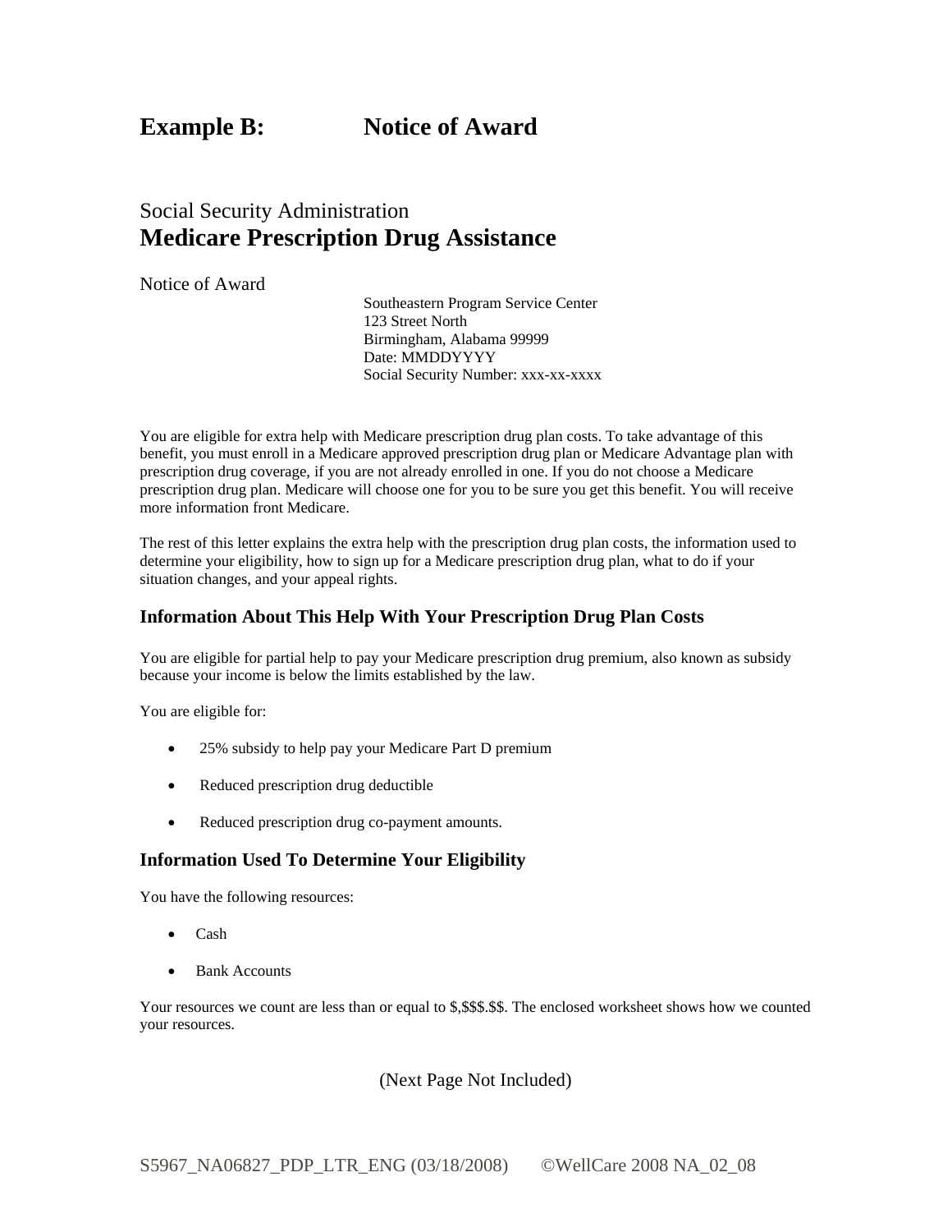# Example B: Notice of Award

Social Security Administration

## Medicare Prescription Drug Assistance

Notice of Award

Southeastern Program Service Center
123 Street North
Birmingham, Alabama 99999
Date: MMDDYYYY
Social Security Number: xxx-xx-xxxx

You are eligible for extra help with Medicare prescription drug plan costs. To take advantage of this benefit, you must enroll in a Medicare approved prescription drug plan or Medicare Advantage plan with prescription drug coverage, if you are not already enrolled in one. If you do not choose a Medicare prescription drug plan. Medicare will choose one for you to be sure you get this benefit. You will receive more information front Medicare.

The rest of this letter explains the extra help with the prescription drug plan costs, the information used to determine your eligibility, how to sign up for a Medicare prescription drug plan, what to do if your situation changes, and your appeal rights.

### Information About This Help With Your Prescription Drug Plan Costs

You are eligible for partial help to pay your Medicare prescription drug premium, also known as subsidy because your income is below the limits established by the law.

You are eligible for:

- 25% subsidy to help pay your Medicare Part D premium
- Reduced prescription drug deductible
- Reduced prescription drug co-payment amounts.

### Information Used To Determine Your Eligibility

You have the following resources:

- Cash
- Bank Accounts

Your resources we count are less than or equal to $,$$$.$$. The enclosed worksheet shows how we counted your resources.

(Next Page Not Included)

S5967_NA06827_PDP_LTR_ENG (03/18/2008) ©WellCare 2008 NA_02_08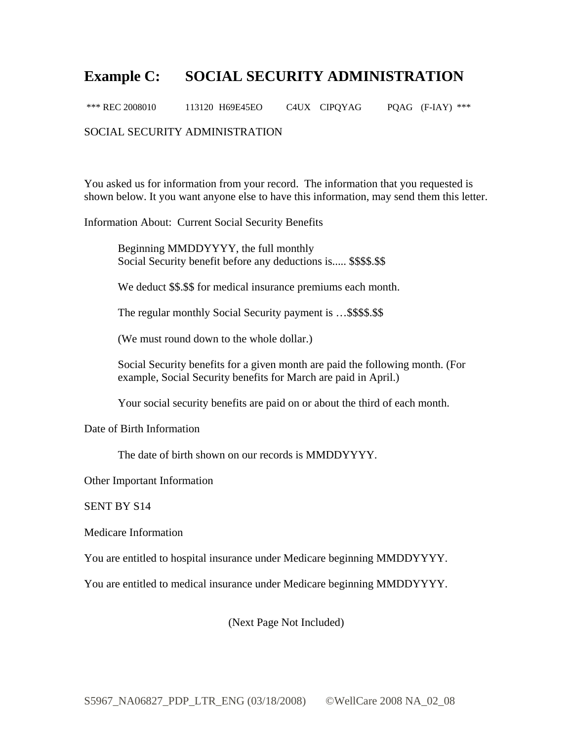# Example C: SOCIAL SECURITY ADMINISTRATION

*** REC 2008010 113120 H69E45EO C4UX CIPQYAG PQAG (F-IAY) ***

SOCIAL SECURITY ADMINISTRATION

You asked us for information from your record. The information that you requested is shown below. It you want anyone else to have this information, may send them this letter.

Information About: Current Social Security Benefits

> Beginning MMDDYYYY, the full monthly
> Social Security benefit before any deductions is..... $$$$.$$
>
> We deduct $$.$$ for medical insurance premiums each month.
>
> The regular monthly Social Security payment is …$$$$.$$
>
> (We must round down to the whole dollar.)
>
> Social Security benefits for a given month are paid the following month. (For example, Social Security benefits for March are paid in April.)
>
> Your social security benefits are paid on or about the third of each month.

Date of Birth Information

> The date of birth shown on our records is MMDDYYYY.

Other Important Information

SENT BY S14

Medicare Information

You are entitled to hospital insurance under Medicare beginning MMDDYYYY.

You are entitled to medical insurance under Medicare beginning MMDDYYYY.

(Next Page Not Included)

S5967_NA06827_PDP_LTR_ENG (03/18/2008) ©WellCare 2008 NA_02_08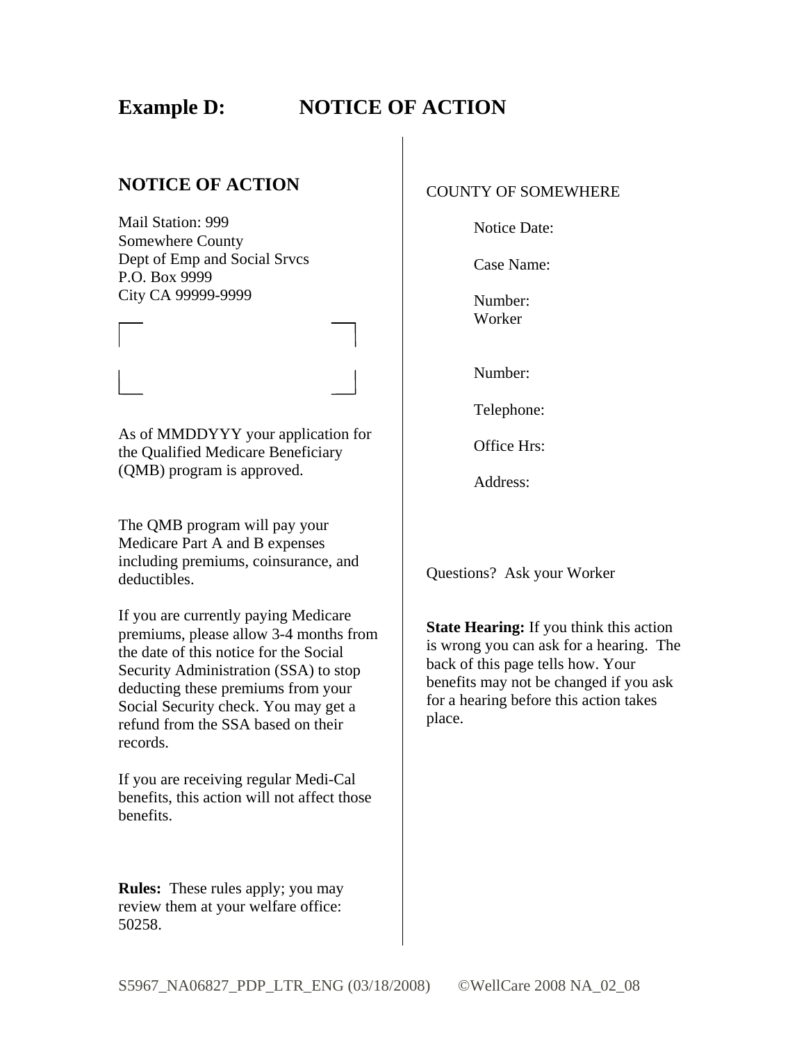# Example D: NOTICE OF ACTION

## NOTICE OF ACTION

Mail Station: 999
Somewhere County
Dept of Emp and Social Srvcs
P.O. Box 9999
City CA 99999-9999

As of MMDDYYY your application for the Qualified Medicare Beneficiary (QMB) program is approved.

The QMB program will pay your Medicare Part A and B expenses including premiums, coinsurance, and deductibles.

If you are currently paying Medicare premiums, please allow 3-4 months from the date of this notice for the Social Security Administration (SSA) to stop deducting these premiums from your Social Security check. You may get a refund from the SSA based on their records.

If you are receiving regular Medi-Cal benefits, this action will not affect those benefits.

**Rules:** These rules apply; you may review them at your welfare office: 50258.

COUNTY OF SOMEWHERE

Notice Date:

Case Name:

Number:
Worker

Number:

Telephone:

Office Hrs:

Address:

Questions? Ask your Worker

**State Hearing:** If you think this action is wrong you can ask for a hearing. The back of this page tells how. Your benefits may not be changed if you ask for a hearing before this action takes place.

S5967_NA06827_PDP_LTR_ENG (03/18/2008) ©WellCare 2008 NA_02_08